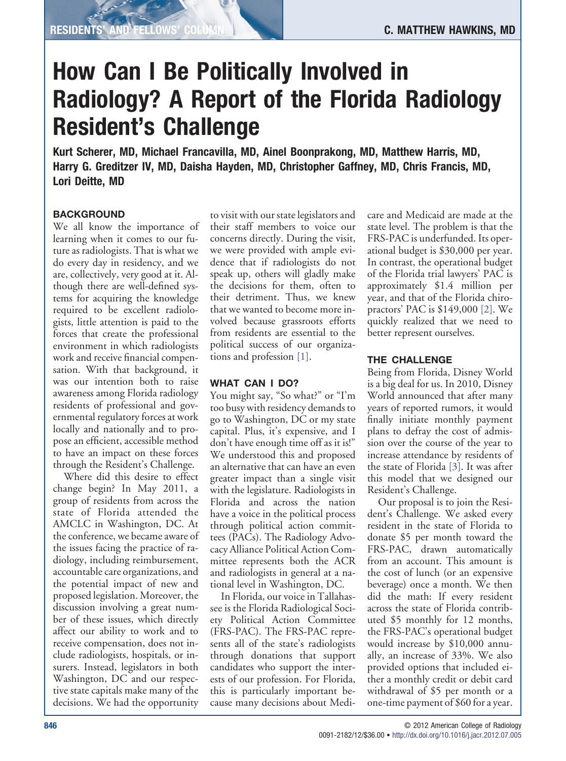# How Can I Be Politically Involved in Radiology? A Report of the Florida Radiology Resident's Challenge

**Kurt Scherer, MD, Michael Francavilla, MD, Ainel Boonprakong, MD, Matthew Harris, MD, Harry G. Greditzer IV, MD, Daisha Hayden, MD, Christopher Gaffney, MD, Chris Francis, MD, Lori Deitte, MD**

## BACKGROUND

We all know the importance of learning when it comes to our future as radiologists. That is what we do every day in residency, and we are, collectively, very good at it. Although there are well-defined systems for acquiring the knowledge required to be excellent radiologists, little attention is paid to the forces that create the professional environment in which radiologists work and receive financial compensation. With that background, it was our intention both to raise awareness among Florida radiology residents of professional and governmental regulatory forces at work locally and nationally and to propose an efficient, accessible method to have an impact on these forces through the Resident's Challenge.

Where did this desire to effect change begin? In May 2011, a group of residents from across the state of Florida attended the AMCLC in Washington, DC. At the conference, we became aware of the issues facing the practice of radiology, including reimbursement, accountable care organizations, and the potential impact of new and proposed legislation. Moreover, the discussion involving a great number of these issues, which directly affect our ability to work and to receive compensation, does not include radiologists, hospitals, or insurers. Instead, legislators in both Washington, DC and our respective state capitals make many of the decisions. We had the opportunity to visit with our state legislators and their staff members to voice our concerns directly. During the visit, we were provided with ample evidence that if radiologists do not speak up, others will gladly make the decisions for them, often to their detriment. Thus, we knew that we wanted to become more involved because grassroots efforts from residents are essential to the political success of our organizations and profession [1].

## WHAT CAN I DO?

You might say, "So what?" or "I'm too busy with residency demands to go to Washington, DC or my state capital. Plus, it's expensive, and I don't have enough time off as it is!" We understood this and proposed an alternative that can have an even greater impact than a single visit with the legislature. Radiologists in Florida and across the nation have a voice in the political process through political action committees (PACs). The Radiology Advocacy Alliance Political Action Committee represents both the ACR and radiologists in general at a national level in Washington, DC.

In Florida, our voice in Tallahassee is the Florida Radiological Society Political Action Committee (FRS-PAC). The FRS-PAC represents all of the state's radiologists through donations that support candidates who support the interests of our profession. For Florida, this is particularly important because many decisions about Medicare and Medicaid are made at the state level. The problem is that the FRS-PAC is underfunded. Its operational budget is $30,000 per year. In contrast, the operational budget of the Florida trial lawyers' PAC is approximately $1.4 million per year, and that of the Florida chiropractors' PAC is $149,000 [2]. We quickly realized that we need to better represent ourselves.

## THE CHALLENGE

Being from Florida, Disney World is a big deal for us. In 2010, Disney World announced that after many years of reported rumors, it would finally initiate monthly payment plans to defray the cost of admission over the course of the year to increase attendance by residents of the state of Florida [3]. It was after this model that we designed our Resident's Challenge.

Our proposal is to join the Resident's Challenge. We asked every resident in the state of Florida to donate $5 per month toward the FRS-PAC, drawn automatically from an account. This amount is the cost of lunch (or an expensive beverage) once a month. We then did the math: If every resident across the state of Florida contributed $5 monthly for 12 months, the FRS-PAC's operational budget would increase by $10,000 annually, an increase of 33%. We also provided options that included either a monthly credit or debit card withdrawal of $5 per month or a one-time payment of $60 for a year.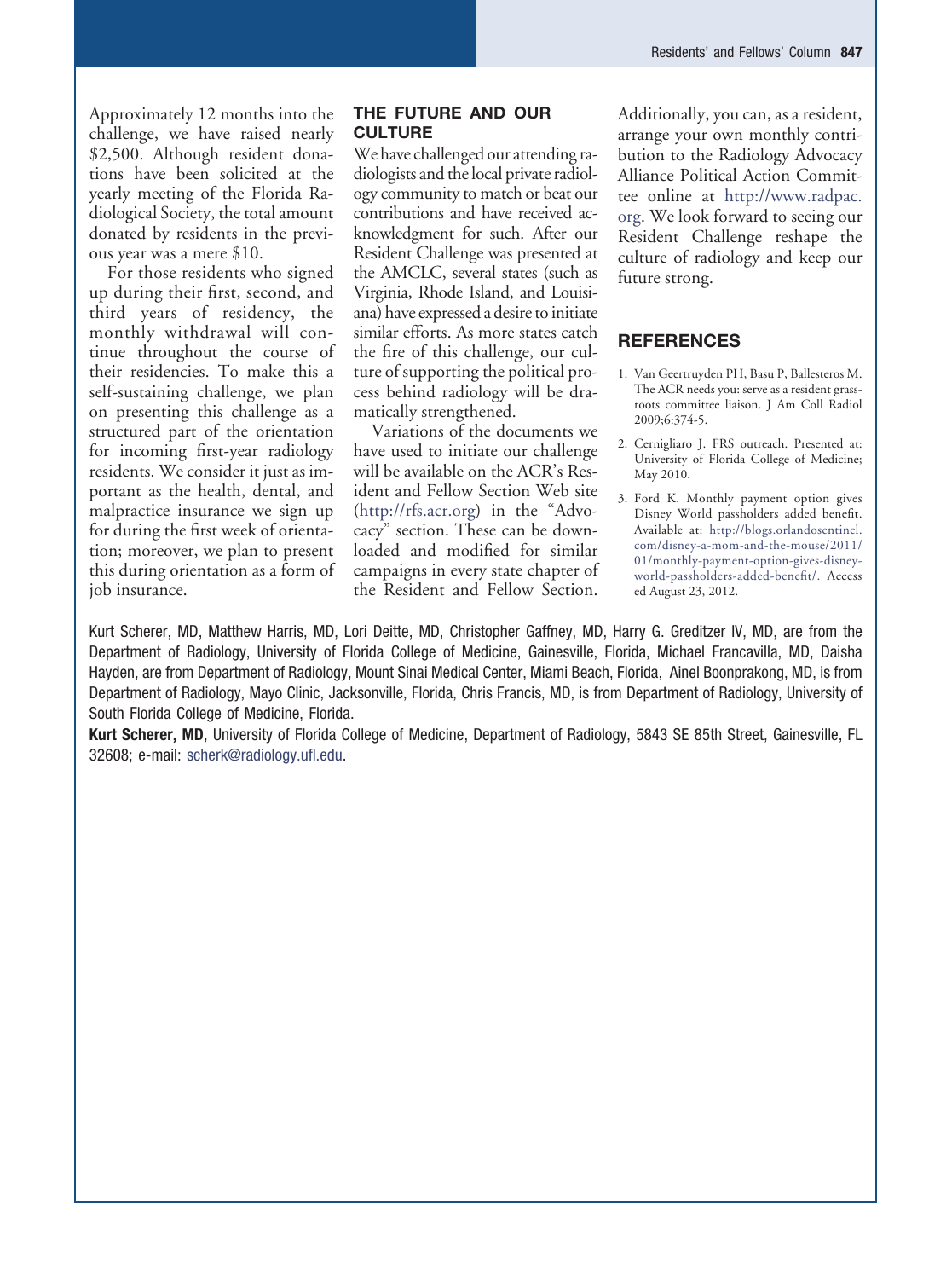Approximately 12 months into the challenge, we have raised nearly $2,500. Although resident donations have been solicited at the yearly meeting of the Florida Radiological Society, the total amount donated by residents in the previous year was a mere $10.

For those residents who signed up during their first, second, and third years of residency, the monthly withdrawal will continue throughout the course of their residencies. To make this a self-sustaining challenge, we plan on presenting this challenge as a structured part of the orientation for incoming first-year radiology residents. We consider it just as important as the health, dental, and malpractice insurance we sign up for during the first week of orientation; moreover, we plan to present this during orientation as a form of job insurance.

## THE FUTURE AND OUR CULTURE

We have challenged our attending radiologists and the local private radiology community to match or beat our contributions and have received acknowledgment for such. After our Resident Challenge was presented at the AMCLC, several states (such as Virginia, Rhode Island, and Louisiana) have expressed a desire to initiate similar efforts. As more states catch the fire of this challenge, our culture of supporting the political process behind radiology will be dramatically strengthened.

Variations of the documents we have used to initiate our challenge will be available on the ACR's Resident and Fellow Section Web site (http://rfs.acr.org) in the "Advocacy" section. These can be downloaded and modified for similar campaigns in every state chapter of the Resident and Fellow Section. Additionally, you can, as a resident, arrange your own monthly contribution to the Radiology Advocacy Alliance Political Action Committee online at http://www.radpac.org. We look forward to seeing our Resident Challenge reshape the culture of radiology and keep our future strong.

## REFERENCES

1. Van Geertruyden PH, Basu P, Ballesteros M. The ACR needs you: serve as a resident grassroots committee liaison. J Am Coll Radiol 2009;6:374-5.
2. Cernigliaro J. FRS outreach. Presented at: University of Florida College of Medicine; May 2010.
3. Ford K. Monthly payment option gives Disney World passholders added benefit. Available at: http://blogs.orlandosentinel.com/disney-a-mom-and-the-mouse/2011/01/monthly-payment-option-gives-disney-world-passholders-added-benefit/. Accessed August 23, 2012.

Kurt Scherer, MD, Matthew Harris, MD, Lori Deitte, MD, Christopher Gaffney, MD, Harry G. Greditzer IV, MD, are from the Department of Radiology, University of Florida College of Medicine, Gainesville, Florida, Michael Francavilla, MD, Daisha Hayden, are from Department of Radiology, Mount Sinai Medical Center, Miami Beach, Florida, Ainel Boonprakong, MD, is from Department of Radiology, Mayo Clinic, Jacksonville, Florida, Chris Francis, MD, is from Department of Radiology, University of South Florida College of Medicine, Florida.

**Kurt Scherer, MD**, University of Florida College of Medicine, Department of Radiology, 5843 SE 85th Street, Gainesville, FL 32608; e-mail: scherk@radiology.ufl.edu.